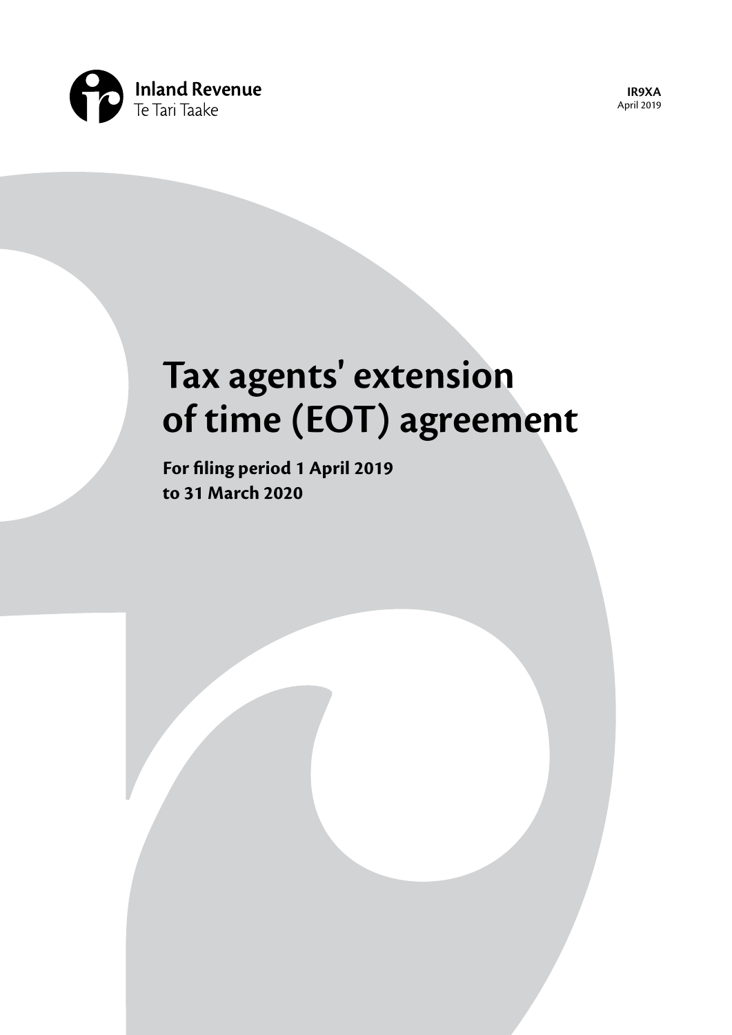Inland Revenue
Te Tari Taake

**IR9XA**
April 2019

# Tax agents' extension of time (EOT) agreement

**For filing period 1 April 2019 to 31 March 2020**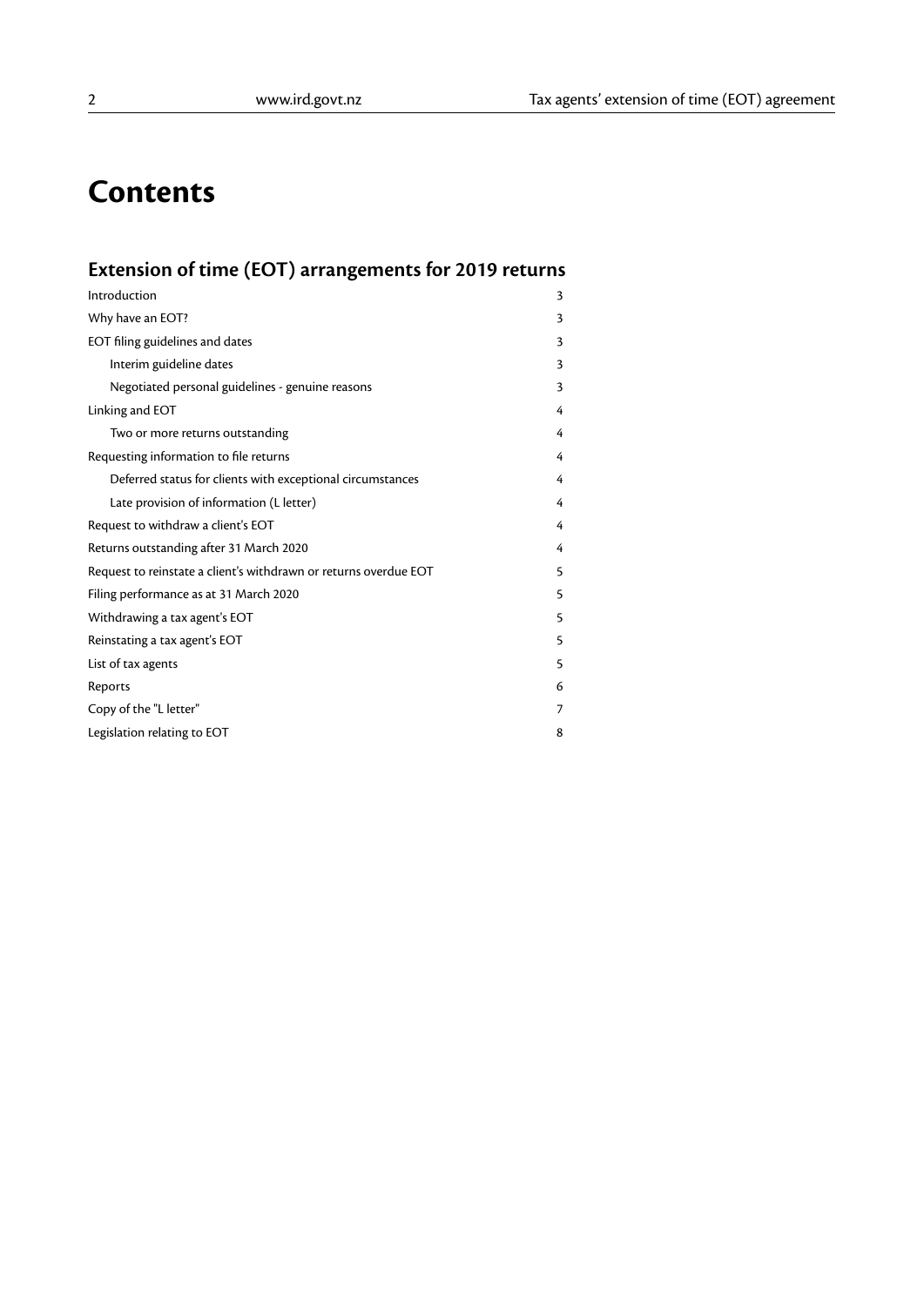# Contents

## Extension of time (EOT) arrangements for 2019 returns

| | |
|---|---|
| Introduction | 3 |
| Why have an EOT? | 3 |
| EOT filing guidelines and dates | 3 |
| Interim guideline dates | 3 |
| Negotiated personal guidelines - genuine reasons | 3 |
| Linking and EOT | 4 |
| Two or more returns outstanding | 4 |
| Requesting information to file returns | 4 |
| Deferred status for clients with exceptional circumstances | 4 |
| Late provision of information (L letter) | 4 |
| Request to withdraw a client's EOT | 4 |
| Returns outstanding after 31 March 2020 | 4 |
| Request to reinstate a client's withdrawn or returns overdue EOT | 5 |
| Filing performance as at 31 March 2020 | 5 |
| Withdrawing a tax agent's EOT | 5 |
| Reinstating a tax agent's EOT | 5 |
| List of tax agents | 5 |
| Reports | 6 |
| Copy of the "L letter" | 7 |
| Legislation relating to EOT | 8 |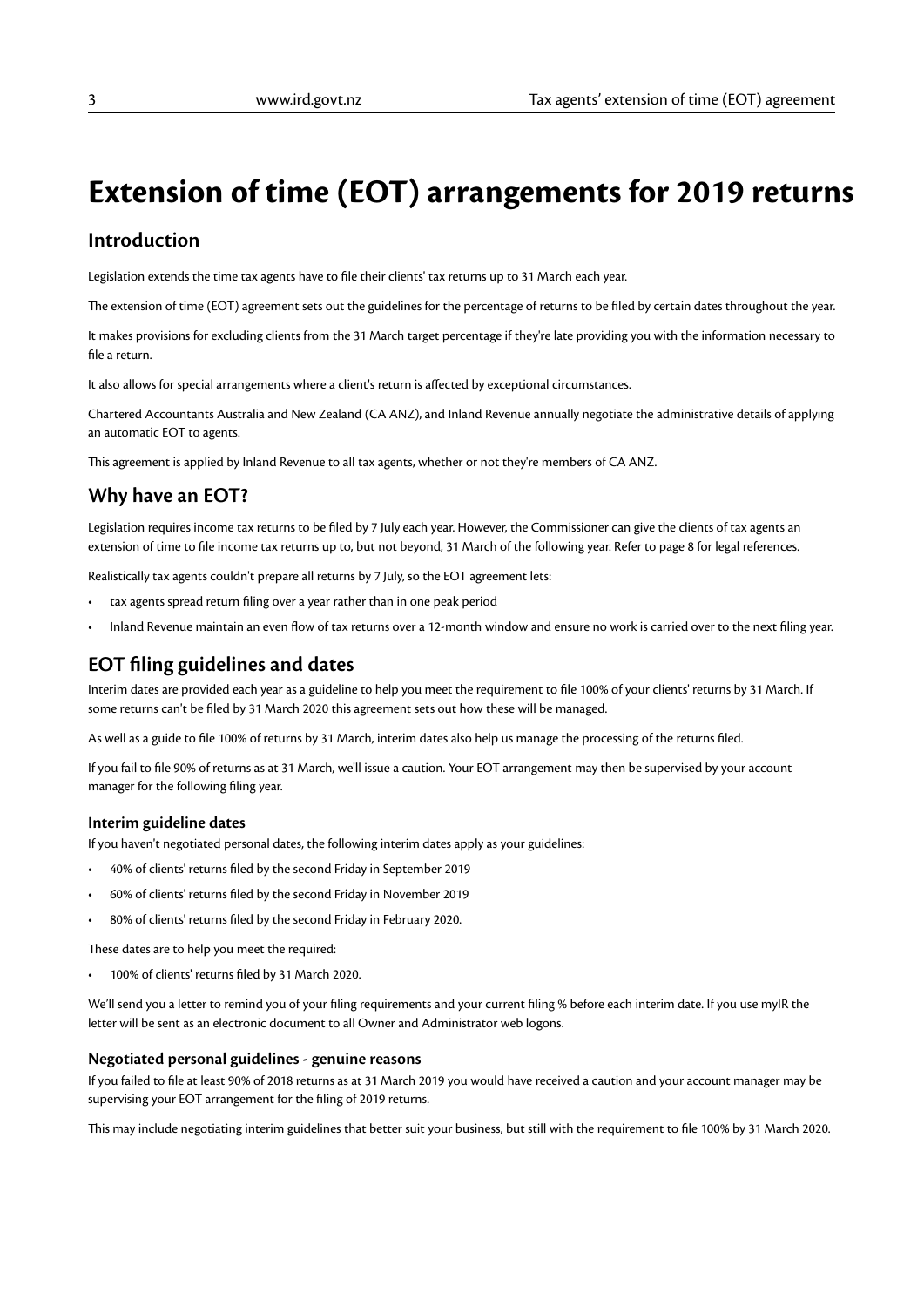# Extension of time (EOT) arrangements for 2019 returns

## Introduction

Legislation extends the time tax agents have to file their clients' tax returns up to 31 March each year.

The extension of time (EOT) agreement sets out the guidelines for the percentage of returns to be filed by certain dates throughout the year.

It makes provisions for excluding clients from the 31 March target percentage if they're late providing you with the information necessary to file a return.

It also allows for special arrangements where a client's return is affected by exceptional circumstances.

Chartered Accountants Australia and New Zealand (CA ANZ), and Inland Revenue annually negotiate the administrative details of applying an automatic EOT to agents.

This agreement is applied by Inland Revenue to all tax agents, whether or not they're members of CA ANZ.

## Why have an EOT?

Legislation requires income tax returns to be filed by 7 July each year. However, the Commissioner can give the clients of tax agents an extension of time to file income tax returns up to, but not beyond, 31 March of the following year. Refer to page 8 for legal references.

Realistically tax agents couldn't prepare all returns by 7 July, so the EOT agreement lets:

- tax agents spread return filing over a year rather than in one peak period
- Inland Revenue maintain an even flow of tax returns over a 12-month window and ensure no work is carried over to the next filing year.

## EOT filing guidelines and dates

Interim dates are provided each year as a guideline to help you meet the requirement to file 100% of your clients' returns by 31 March. If some returns can't be filed by 31 March 2020 this agreement sets out how these will be managed.

As well as a guide to file 100% of returns by 31 March, interim dates also help us manage the processing of the returns filed.

If you fail to file 90% of returns as at 31 March, we'll issue a caution. Your EOT arrangement may then be supervised by your account manager for the following filing year.

### Interim guideline dates

If you haven't negotiated personal dates, the following interim dates apply as your guidelines:

- 40% of clients' returns filed by the second Friday in September 2019
- 60% of clients' returns filed by the second Friday in November 2019
- 80% of clients' returns filed by the second Friday in February 2020.

These dates are to help you meet the required:

- 100% of clients' returns filed by 31 March 2020.

We'll send you a letter to remind you of your filing requirements and your current filing % before each interim date. If you use myIR the letter will be sent as an electronic document to all Owner and Administrator web logons.

### Negotiated personal guidelines - genuine reasons

If you failed to file at least 90% of 2018 returns as at 31 March 2019 you would have received a caution and your account manager may be supervising your EOT arrangement for the filing of 2019 returns.

This may include negotiating interim guidelines that better suit your business, but still with the requirement to file 100% by 31 March 2020.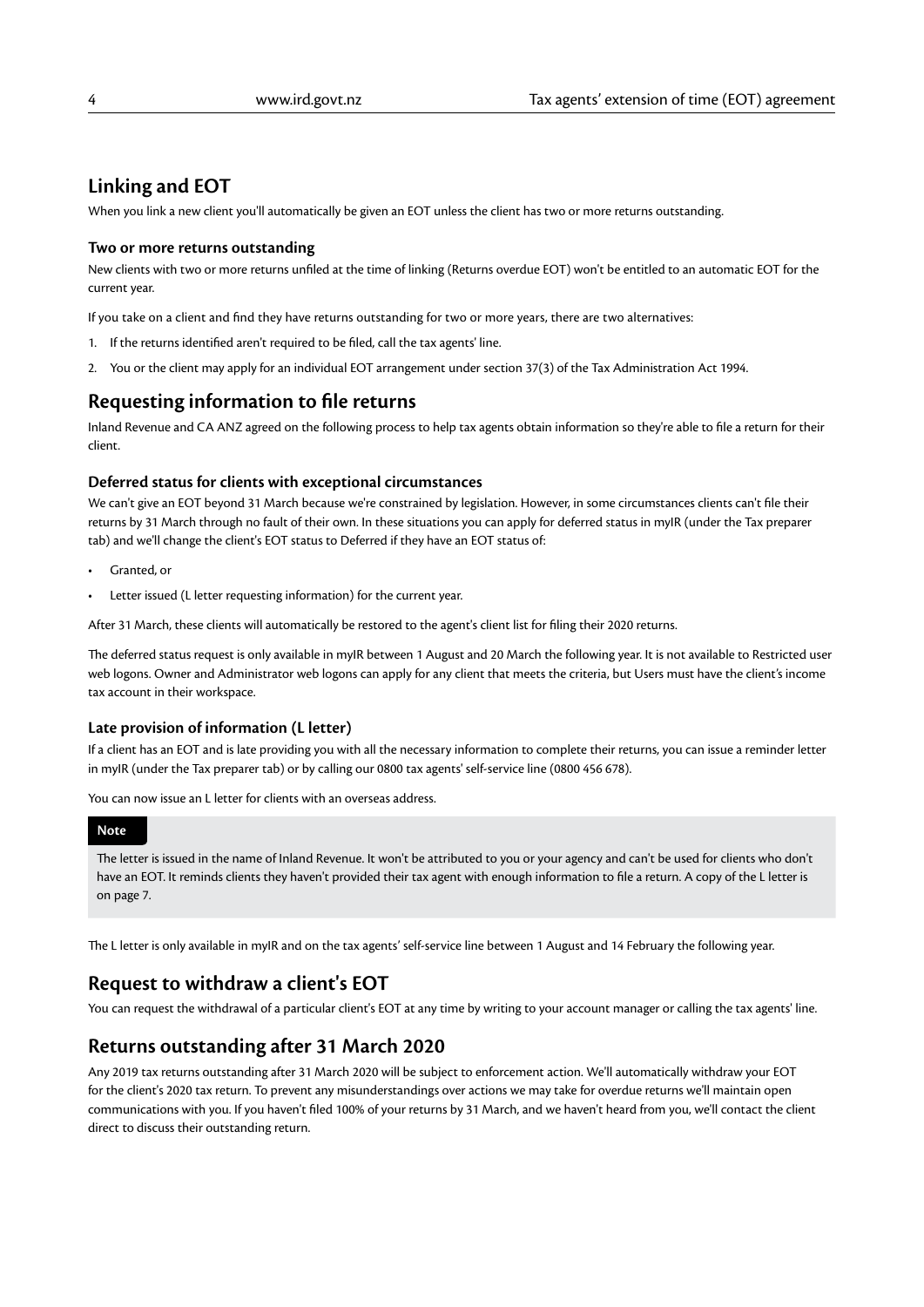## Linking and EOT

When you link a new client you'll automatically be given an EOT unless the client has two or more returns outstanding.

### Two or more returns outstanding

New clients with two or more returns unfiled at the time of linking (Returns overdue EOT) won't be entitled to an automatic EOT for the current year.

If you take on a client and find they have returns outstanding for two or more years, there are two alternatives:

1. If the returns identified aren't required to be filed, call the tax agents' line.
2. You or the client may apply for an individual EOT arrangement under section 37(3) of the Tax Administration Act 1994.

## Requesting information to file returns

Inland Revenue and CA ANZ agreed on the following process to help tax agents obtain information so they're able to file a return for their client.

### Deferred status for clients with exceptional circumstances

We can't give an EOT beyond 31 March because we're constrained by legislation. However, in some circumstances clients can't file their returns by 31 March through no fault of their own. In these situations you can apply for deferred status in myIR (under the Tax preparer tab) and we'll change the client's EOT status to Deferred if they have an EOT status of:

- Granted, or
- Letter issued (L letter requesting information) for the current year.

After 31 March, these clients will automatically be restored to the agent's client list for filing their 2020 returns.

The deferred status request is only available in myIR between 1 August and 20 March the following year. It is not available to Restricted user web logons. Owner and Administrator web logons can apply for any client that meets the criteria, but Users must have the client's income tax account in their workspace.

### Late provision of information (L letter)

If a client has an EOT and is late providing you with all the necessary information to complete their returns, you can issue a reminder letter in myIR (under the Tax preparer tab) or by calling our 0800 tax agents' self-service line (0800 456 678).

You can now issue an L letter for clients with an overseas address.

**Note**

The letter is issued in the name of Inland Revenue. It won't be attributed to you or your agency and can't be used for clients who don't have an EOT. It reminds clients they haven't provided their tax agent with enough information to file a return. A copy of the L letter is on page 7.

The L letter is only available in myIR and on the tax agents' self-service line between 1 August and 14 February the following year.

## Request to withdraw a client's EOT

You can request the withdrawal of a particular client's EOT at any time by writing to your account manager or calling the tax agents' line.

## Returns outstanding after 31 March 2020

Any 2019 tax returns outstanding after 31 March 2020 will be subject to enforcement action. We'll automatically withdraw your EOT for the client's 2020 tax return. To prevent any misunderstandings over actions we may take for overdue returns we'll maintain open communications with you. If you haven't filed 100% of your returns by 31 March, and we haven't heard from you, we'll contact the client direct to discuss their outstanding return.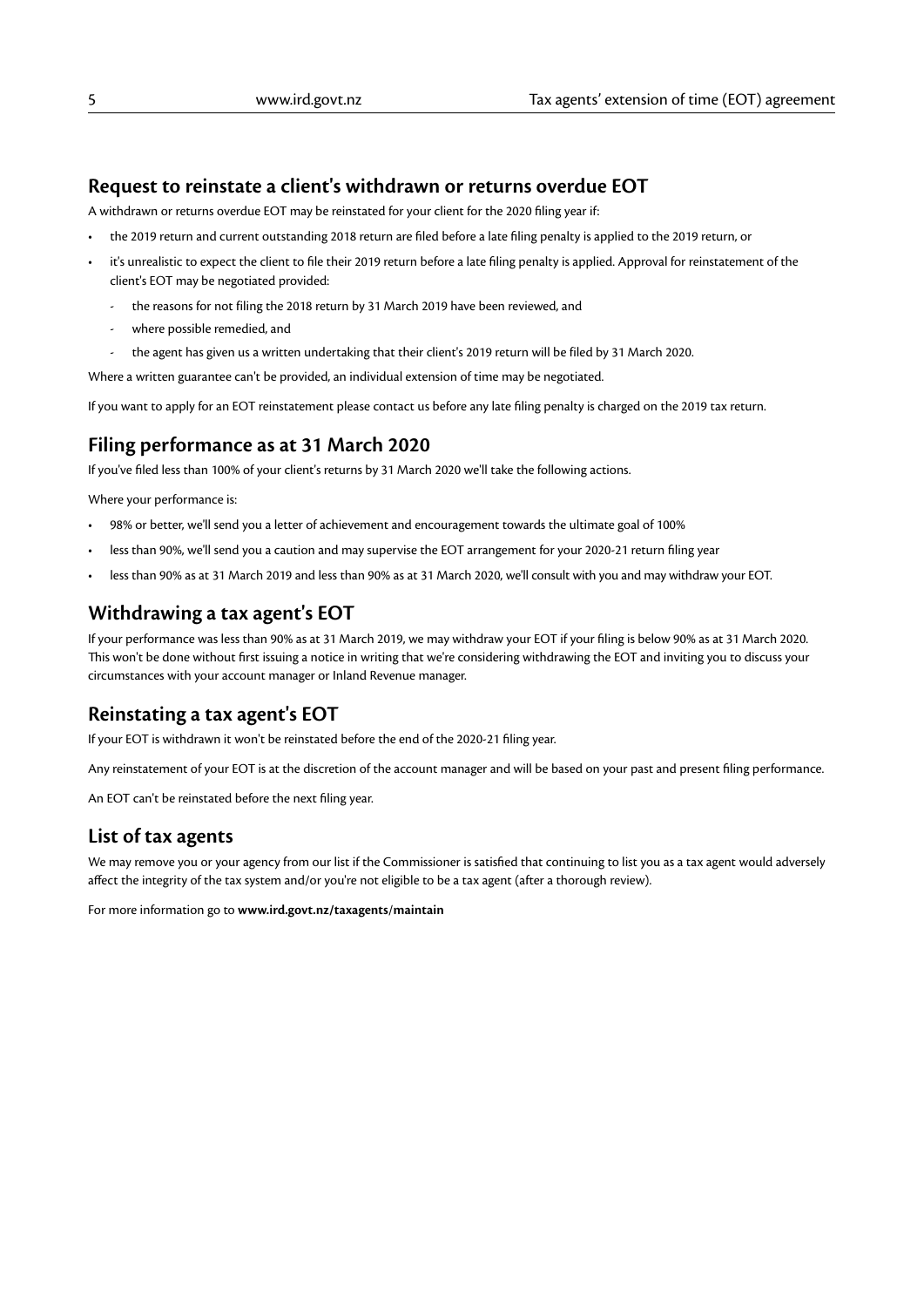## Request to reinstate a client's withdrawn or returns overdue EOT

A withdrawn or returns overdue EOT may be reinstated for your client for the 2020 filing year if:

- the 2019 return and current outstanding 2018 return are filed before a late filing penalty is applied to the 2019 return, or
- it's unrealistic to expect the client to file their 2019 return before a late filing penalty is applied. Approval for reinstatement of the client's EOT may be negotiated provided:
  - the reasons for not filing the 2018 return by 31 March 2019 have been reviewed, and
  - where possible remedied, and
  - the agent has given us a written undertaking that their client's 2019 return will be filed by 31 March 2020.

Where a written guarantee can't be provided, an individual extension of time may be negotiated.

If you want to apply for an EOT reinstatement please contact us before any late filing penalty is charged on the 2019 tax return.

## Filing performance as at 31 March 2020

If you've filed less than 100% of your client's returns by 31 March 2020 we'll take the following actions.

Where your performance is:

- 98% or better, we'll send you a letter of achievement and encouragement towards the ultimate goal of 100%
- less than 90%, we'll send you a caution and may supervise the EOT arrangement for your 2020-21 return filing year
- less than 90% as at 31 March 2019 and less than 90% as at 31 March 2020, we'll consult with you and may withdraw your EOT.

## Withdrawing a tax agent's EOT

If your performance was less than 90% as at 31 March 2019, we may withdraw your EOT if your filing is below 90% as at 31 March 2020. This won't be done without first issuing a notice in writing that we're considering withdrawing the EOT and inviting you to discuss your circumstances with your account manager or Inland Revenue manager.

## Reinstating a tax agent's EOT

If your EOT is withdrawn it won't be reinstated before the end of the 2020-21 filing year.

Any reinstatement of your EOT is at the discretion of the account manager and will be based on your past and present filing performance.

An EOT can't be reinstated before the next filing year.

## List of tax agents

We may remove you or your agency from our list if the Commissioner is satisfied that continuing to list you as a tax agent would adversely affect the integrity of the tax system and/or you're not eligible to be a tax agent (after a thorough review).

For more information go to **www.ird.govt.nz/taxagents/maintain**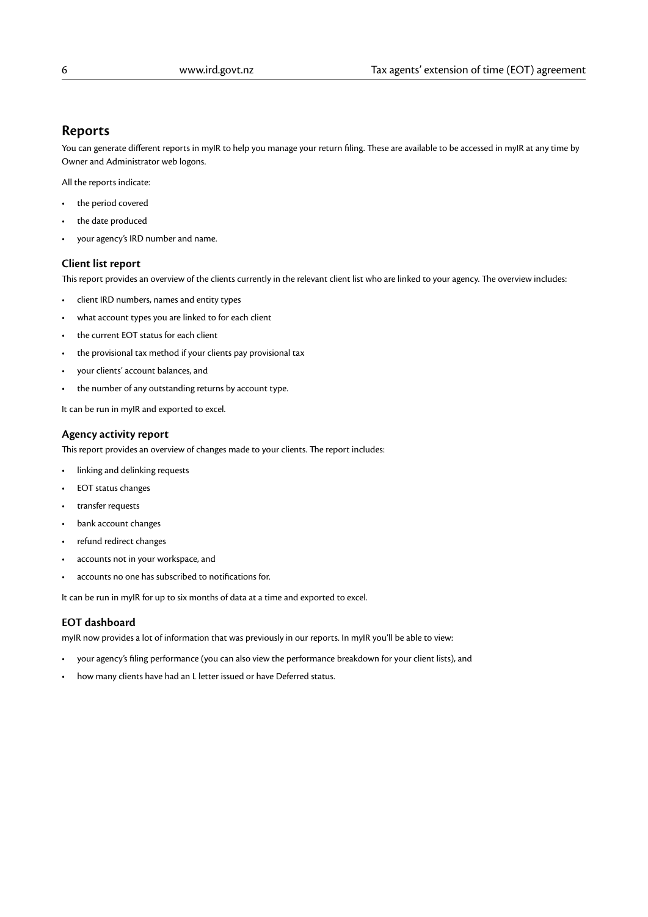## Reports

You can generate different reports in myIR to help you manage your return filing. These are available to be accessed in myIR at any time by Owner and Administrator web logons.

All the reports indicate:

- the period covered
- the date produced
- your agency's IRD number and name.

### Client list report

This report provides an overview of the clients currently in the relevant client list who are linked to your agency. The overview includes:

- client IRD numbers, names and entity types
- what account types you are linked to for each client
- the current EOT status for each client
- the provisional tax method if your clients pay provisional tax
- your clients' account balances, and
- the number of any outstanding returns by account type.

It can be run in myIR and exported to excel.

### Agency activity report

This report provides an overview of changes made to your clients. The report includes:

- linking and delinking requests
- EOT status changes
- transfer requests
- bank account changes
- refund redirect changes
- accounts not in your workspace, and
- accounts no one has subscribed to notifications for.

It can be run in myIR for up to six months of data at a time and exported to excel.

### EOT dashboard

myIR now provides a lot of information that was previously in our reports. In myIR you'll be able to view:

- your agency's filing performance (you can also view the performance breakdown for your client lists), and
- how many clients have had an L letter issued or have Deferred status.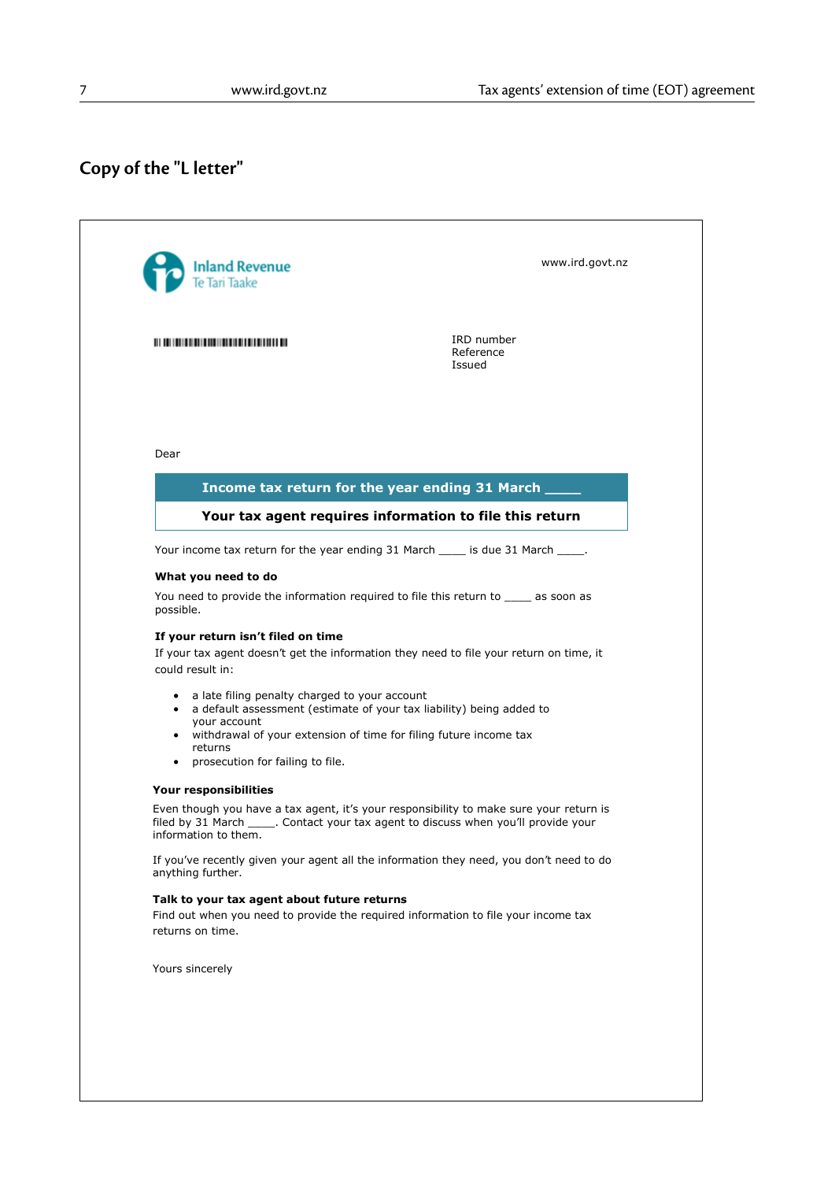## Copy of the "L letter"

Inland Revenue
Te Tari Taake

www.ird.govt.nz

IRD number
Reference
Issued

Dear

**Income tax return for the year ending 31 March ____**

**Your tax agent requires information to file this return**

Your income tax return for the year ending 31 March ____ is due 31 March ____.

**What you need to do**

You need to provide the information required to file this return to ____ as soon as possible.

**If your return isn't filed on time**

If your tax agent doesn't get the information they need to file your return on time, it could result in:

- a late filing penalty charged to your account
- a default assessment (estimate of your tax liability) being added to your account
- withdrawal of your extension of time for filing future income tax returns
- prosecution for failing to file.

**Your responsibilities**

Even though you have a tax agent, it's your responsibility to make sure your return is filed by 31 March ____. Contact your tax agent to discuss when you'll provide your information to them.

If you've recently given your agent all the information they need, you don't need to do anything further.

**Talk to your tax agent about future returns**

Find out when you need to provide the required information to file your income tax returns on time.

Yours sincerely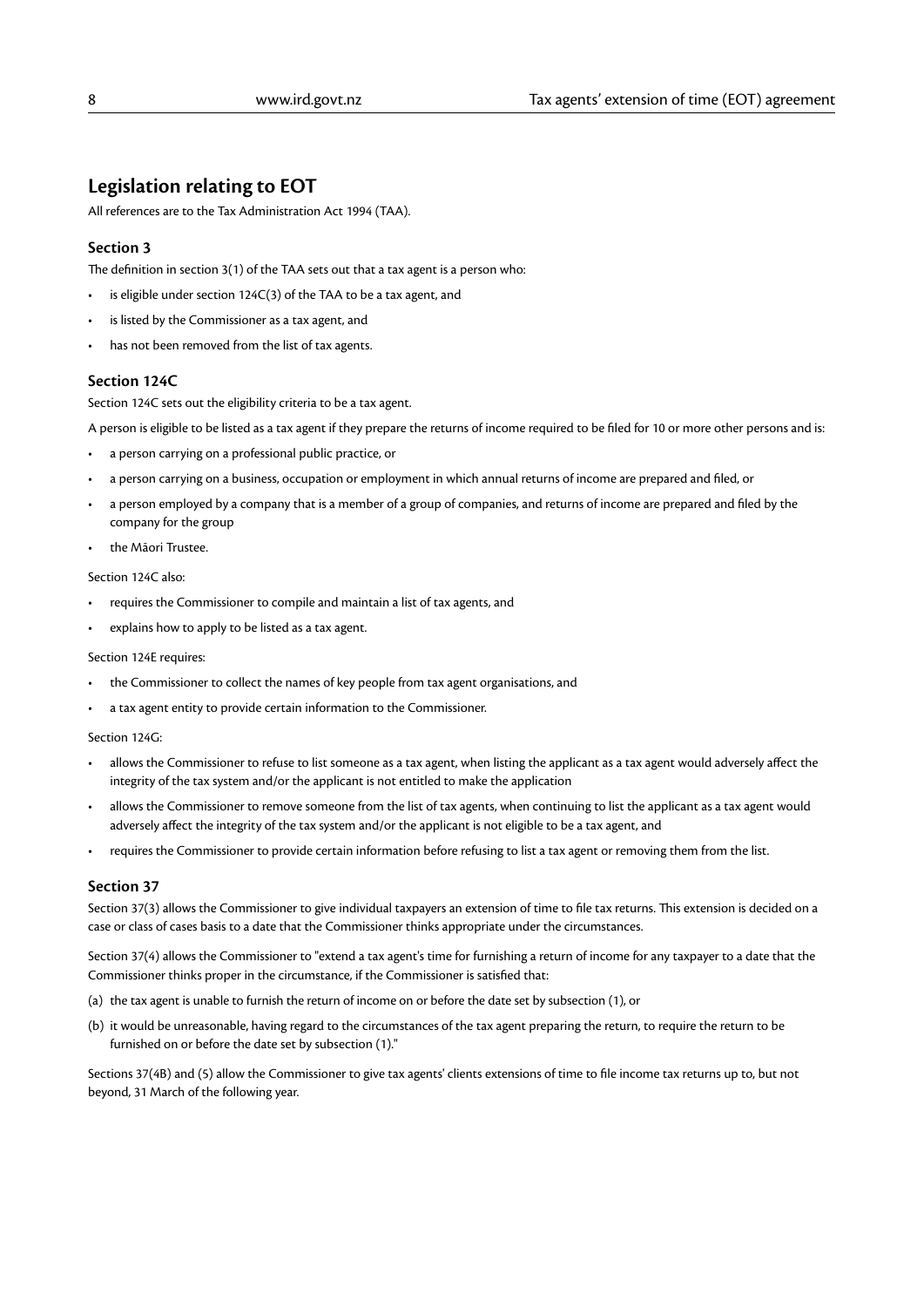## Legislation relating to EOT

All references are to the Tax Administration Act 1994 (TAA).

### Section 3

The definition in section 3(1) of the TAA sets out that a tax agent is a person who:

- is eligible under section 124C(3) of the TAA to be a tax agent, and
- is listed by the Commissioner as a tax agent, and
- has not been removed from the list of tax agents.

### Section 124C

Section 124C sets out the eligibility criteria to be a tax agent.

A person is eligible to be listed as a tax agent if they prepare the returns of income required to be filed for 10 or more other persons and is:

- a person carrying on a professional public practice, or
- a person carrying on a business, occupation or employment in which annual returns of income are prepared and filed, or
- a person employed by a company that is a member of a group of companies, and returns of income are prepared and filed by the company for the group
- the Māori Trustee.

Section 124C also:

- requires the Commissioner to compile and maintain a list of tax agents, and
- explains how to apply to be listed as a tax agent.

Section 124E requires:

- the Commissioner to collect the names of key people from tax agent organisations, and
- a tax agent entity to provide certain information to the Commissioner.

Section 124G:

- allows the Commissioner to refuse to list someone as a tax agent, when listing the applicant as a tax agent would adversely affect the integrity of the tax system and/or the applicant is not entitled to make the application
- allows the Commissioner to remove someone from the list of tax agents, when continuing to list the applicant as a tax agent would adversely affect the integrity of the tax system and/or the applicant is not eligible to be a tax agent, and
- requires the Commissioner to provide certain information before refusing to list a tax agent or removing them from the list.

### Section 37

Section 37(3) allows the Commissioner to give individual taxpayers an extension of time to file tax returns. This extension is decided on a case or class of cases basis to a date that the Commissioner thinks appropriate under the circumstances.

Section 37(4) allows the Commissioner to "extend a tax agent's time for furnishing a return of income for any taxpayer to a date that the Commissioner thinks proper in the circumstance, if the Commissioner is satisfied that:

(a) the tax agent is unable to furnish the return of income on or before the date set by subsection (1), or

(b) it would be unreasonable, having regard to the circumstances of the tax agent preparing the return, to require the return to be furnished on or before the date set by subsection (1)."

Sections 37(4B) and (5) allow the Commissioner to give tax agents' clients extensions of time to file income tax returns up to, but not beyond, 31 March of the following year.